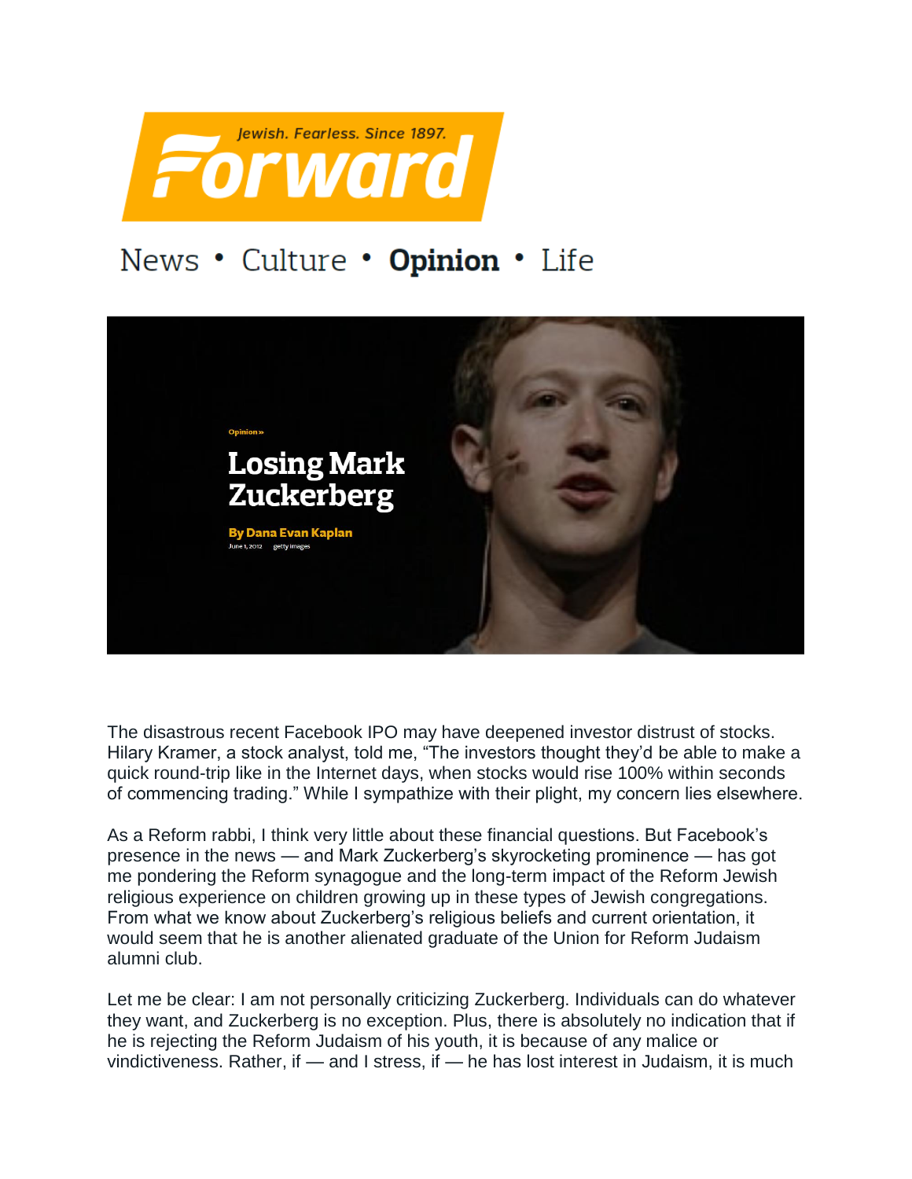Forward

Jewish. Fearless. Since 1897.

News • Culture • **Opinion** • Life

Opinion »

# Losing Mark Zuckerberg

**By Dana Evan Kaplan**

June 1, 2012 getty images

The disastrous recent Facebook IPO may have deepened investor distrust of stocks. Hilary Kramer, a stock analyst, told me, "The investors thought they'd be able to make a quick round-trip like in the Internet days, when stocks would rise 100% within seconds of commencing trading." While I sympathize with their plight, my concern lies elsewhere.

As a Reform rabbi, I think very little about these financial questions. But Facebook's presence in the news — and Mark Zuckerberg's skyrocketing prominence — has got me pondering the Reform synagogue and the long-term impact of the Reform Jewish religious experience on children growing up in these types of Jewish congregations. From what we know about Zuckerberg's religious beliefs and current orientation, it would seem that he is another alienated graduate of the Union for Reform Judaism alumni club.

Let me be clear: I am not personally criticizing Zuckerberg. Individuals can do whatever they want, and Zuckerberg is no exception. Plus, there is absolutely no indication that if he is rejecting the Reform Judaism of his youth, it is because of any malice or vindictiveness. Rather, if — and I stress, if — he has lost interest in Judaism, it is much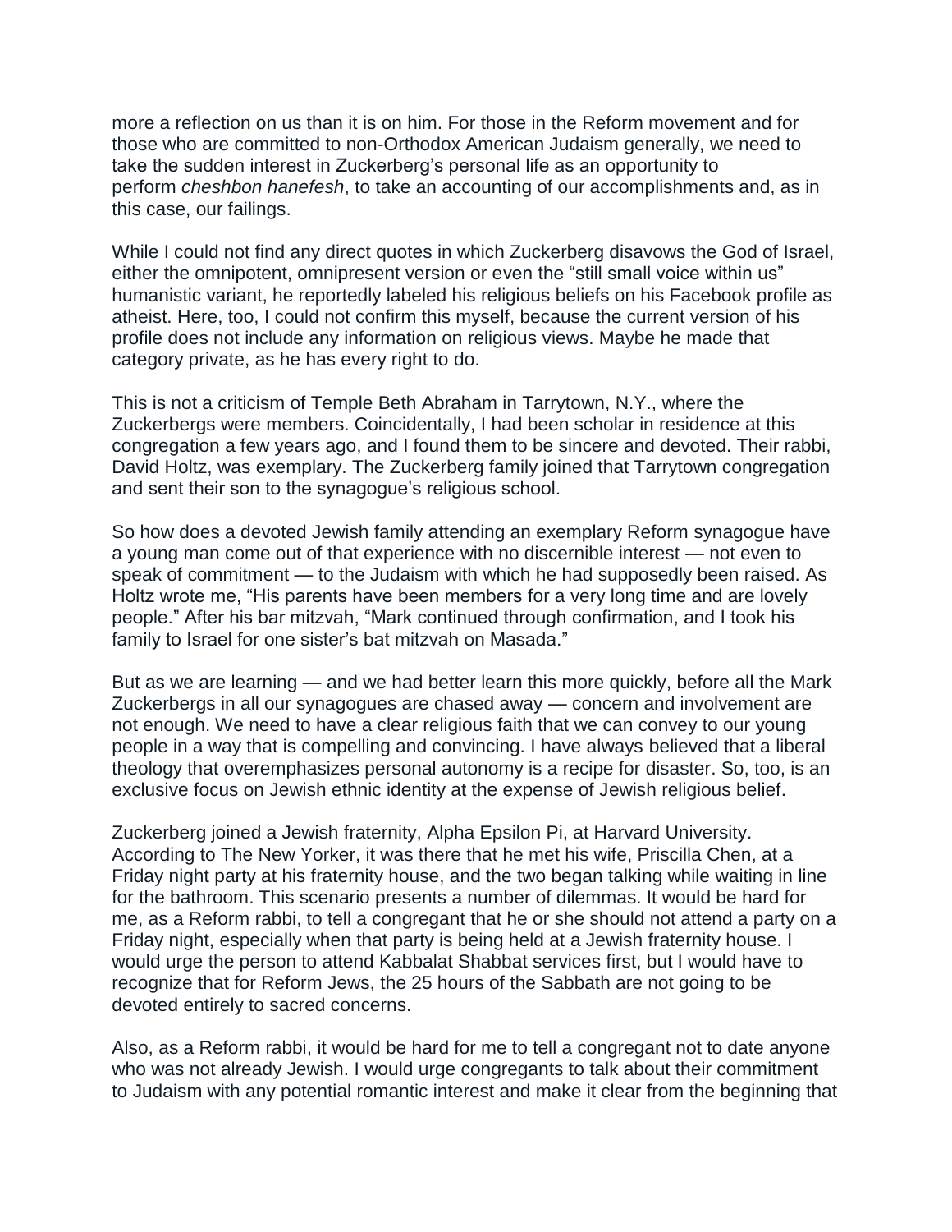more a reflection on us than it is on him. For those in the Reform movement and for those who are committed to non-Orthodox American Judaism generally, we need to take the sudden interest in Zuckerberg's personal life as an opportunity to perform *cheshbon hanefesh*, to take an accounting of our accomplishments and, as in this case, our failings.

While I could not find any direct quotes in which Zuckerberg disavows the God of Israel, either the omnipotent, omnipresent version or even the "still small voice within us" humanistic variant, he reportedly labeled his religious beliefs on his Facebook profile as atheist. Here, too, I could not confirm this myself, because the current version of his profile does not include any information on religious views. Maybe he made that category private, as he has every right to do.

This is not a criticism of Temple Beth Abraham in Tarrytown, N.Y., where the Zuckerbergs were members. Coincidentally, I had been scholar in residence at this congregation a few years ago, and I found them to be sincere and devoted. Their rabbi, David Holtz, was exemplary. The Zuckerberg family joined that Tarrytown congregation and sent their son to the synagogue's religious school.

So how does a devoted Jewish family attending an exemplary Reform synagogue have a young man come out of that experience with no discernible interest — not even to speak of commitment — to the Judaism with which he had supposedly been raised. As Holtz wrote me, "His parents have been members for a very long time and are lovely people." After his bar mitzvah, "Mark continued through confirmation, and I took his family to Israel for one sister's bat mitzvah on Masada."

But as we are learning — and we had better learn this more quickly, before all the Mark Zuckerbergs in all our synagogues are chased away — concern and involvement are not enough. We need to have a clear religious faith that we can convey to our young people in a way that is compelling and convincing. I have always believed that a liberal theology that overemphasizes personal autonomy is a recipe for disaster. So, too, is an exclusive focus on Jewish ethnic identity at the expense of Jewish religious belief.

Zuckerberg joined a Jewish fraternity, Alpha Epsilon Pi, at Harvard University. According to The New Yorker, it was there that he met his wife, Priscilla Chen, at a Friday night party at his fraternity house, and the two began talking while waiting in line for the bathroom. This scenario presents a number of dilemmas. It would be hard for me, as a Reform rabbi, to tell a congregant that he or she should not attend a party on a Friday night, especially when that party is being held at a Jewish fraternity house. I would urge the person to attend Kabbalat Shabbat services first, but I would have to recognize that for Reform Jews, the 25 hours of the Sabbath are not going to be devoted entirely to sacred concerns.

Also, as a Reform rabbi, it would be hard for me to tell a congregant not to date anyone who was not already Jewish. I would urge congregants to talk about their commitment to Judaism with any potential romantic interest and make it clear from the beginning that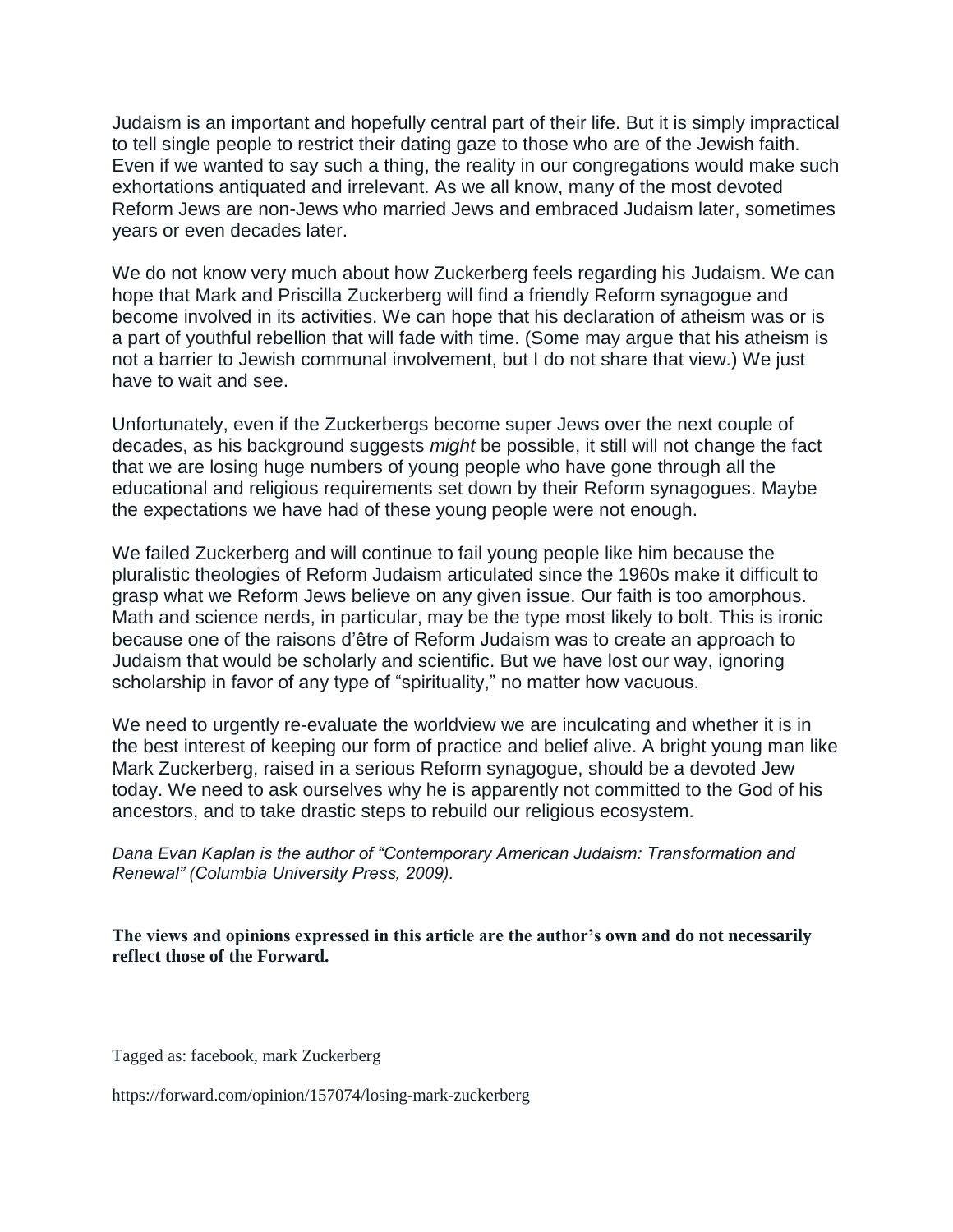Judaism is an important and hopefully central part of their life. But it is simply impractical to tell single people to restrict their dating gaze to those who are of the Jewish faith. Even if we wanted to say such a thing, the reality in our congregations would make such exhortations antiquated and irrelevant. As we all know, many of the most devoted Reform Jews are non-Jews who married Jews and embraced Judaism later, sometimes years or even decades later.

We do not know very much about how Zuckerberg feels regarding his Judaism. We can hope that Mark and Priscilla Zuckerberg will find a friendly Reform synagogue and become involved in its activities. We can hope that his declaration of atheism was or is a part of youthful rebellion that will fade with time. (Some may argue that his atheism is not a barrier to Jewish communal involvement, but I do not share that view.) We just have to wait and see.

Unfortunately, even if the Zuckerbergs become super Jews over the next couple of decades, as his background suggests *might* be possible, it still will not change the fact that we are losing huge numbers of young people who have gone through all the educational and religious requirements set down by their Reform synagogues. Maybe the expectations we have had of these young people were not enough.

We failed Zuckerberg and will continue to fail young people like him because the pluralistic theologies of Reform Judaism articulated since the 1960s make it difficult to grasp what we Reform Jews believe on any given issue. Our faith is too amorphous. Math and science nerds, in particular, may be the type most likely to bolt. This is ironic because one of the raisons d'être of Reform Judaism was to create an approach to Judaism that would be scholarly and scientific. But we have lost our way, ignoring scholarship in favor of any type of "spirituality," no matter how vacuous.

We need to urgently re-evaluate the worldview we are inculcating and whether it is in the best interest of keeping our form of practice and belief alive. A bright young man like Mark Zuckerberg, raised in a serious Reform synagogue, should be a devoted Jew today. We need to ask ourselves why he is apparently not committed to the God of his ancestors, and to take drastic steps to rebuild our religious ecosystem.

*Dana Evan Kaplan is the author of "Contemporary American Judaism: Transformation and Renewal" (Columbia University Press, 2009).*

**The views and opinions expressed in this article are the author's own and do not necessarily reflect those of the Forward.**

Tagged as: facebook, mark Zuckerberg

https://forward.com/opinion/157074/losing-mark-zuckerberg